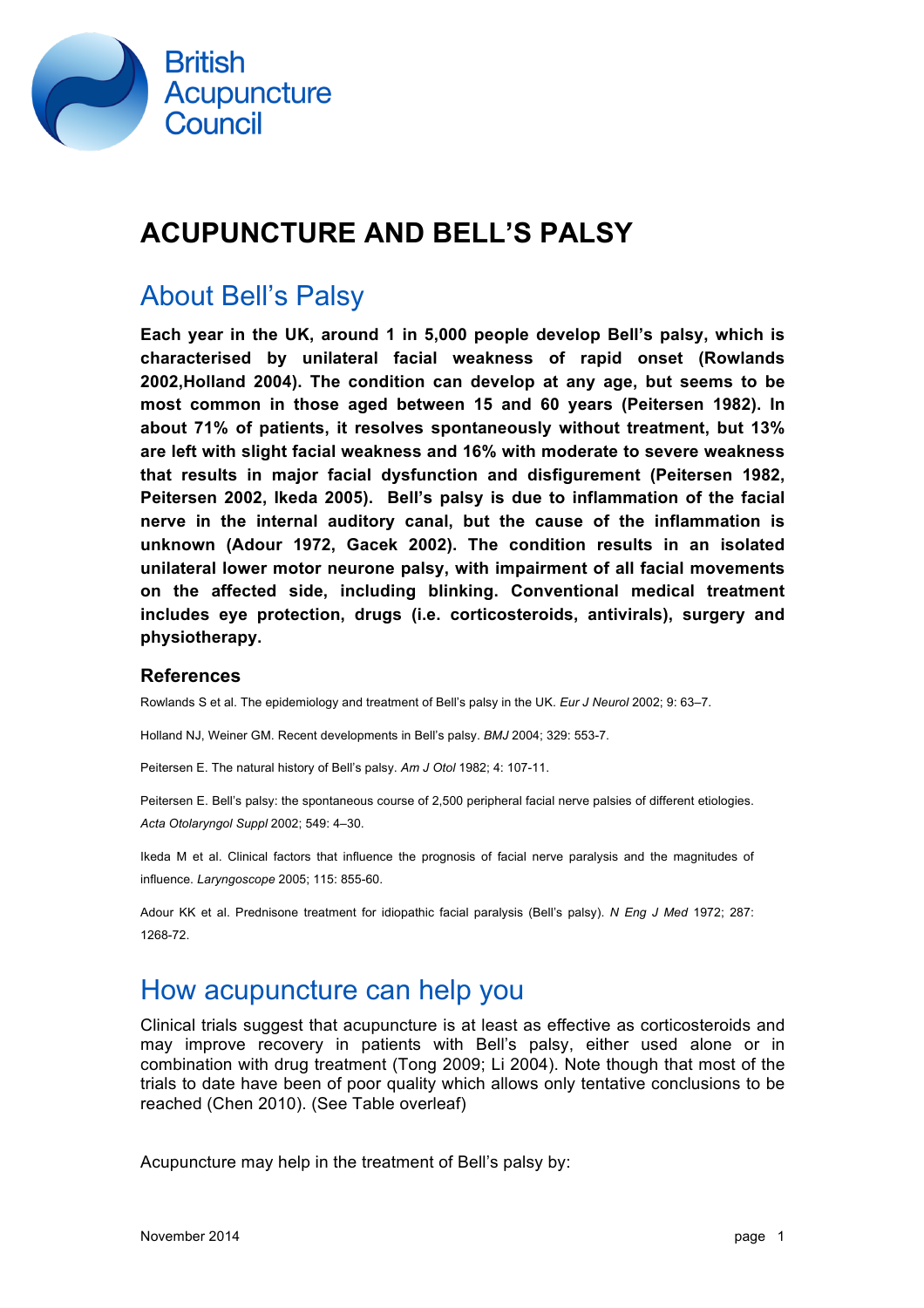British Acupuncture Council

# ACUPUNCTURE AND BELL'S PALSY

## About Bell's Palsy

**Each year in the UK, around 1 in 5,000 people develop Bell's palsy, which is characterised by unilateral facial weakness of rapid onset (Rowlands 2002,Holland 2004). The condition can develop at any age, but seems to be most common in those aged between 15 and 60 years (Peitersen 1982). In about 71% of patients, it resolves spontaneously without treatment, but 13% are left with slight facial weakness and 16% with moderate to severe weakness that results in major facial dysfunction and disfigurement (Peitersen 1982, Peitersen 2002, Ikeda 2005). Bell's palsy is due to inflammation of the facial nerve in the internal auditory canal, but the cause of the inflammation is unknown (Adour 1972, Gacek 2002). The condition results in an isolated unilateral lower motor neurone palsy, with impairment of all facial movements on the affected side, including blinking. Conventional medical treatment includes eye protection, drugs (i.e. corticosteroids, antivirals), surgery and physiotherapy.**

### References

Rowlands S et al. The epidemiology and treatment of Bell's palsy in the UK. *Eur J Neurol* 2002; 9: 63–7.

Holland NJ, Weiner GM. Recent developments in Bell's palsy. *BMJ* 2004; 329: 553-7.

Peitersen E. The natural history of Bell's palsy. *Am J Otol* 1982; 4: 107-11.

Peitersen E. Bell's palsy: the spontaneous course of 2,500 peripheral facial nerve palsies of different etiologies. *Acta Otolaryngol Suppl* 2002; 549: 4–30.

Ikeda M et al. Clinical factors that influence the prognosis of facial nerve paralysis and the magnitudes of influence. *Laryngoscope* 2005; 115: 855-60.

Adour KK et al. Prednisone treatment for idiopathic facial paralysis (Bell's palsy). *N Eng J Med* 1972; 287: 1268-72.

## How acupuncture can help you

Clinical trials suggest that acupuncture is at least as effective as corticosteroids and may improve recovery in patients with Bell's palsy, either used alone or in combination with drug treatment (Tong 2009; Li 2004). Note though that most of the trials to date have been of poor quality which allows only tentative conclusions to be reached (Chen 2010). (See Table overleaf)

Acupuncture may help in the treatment of Bell's palsy by: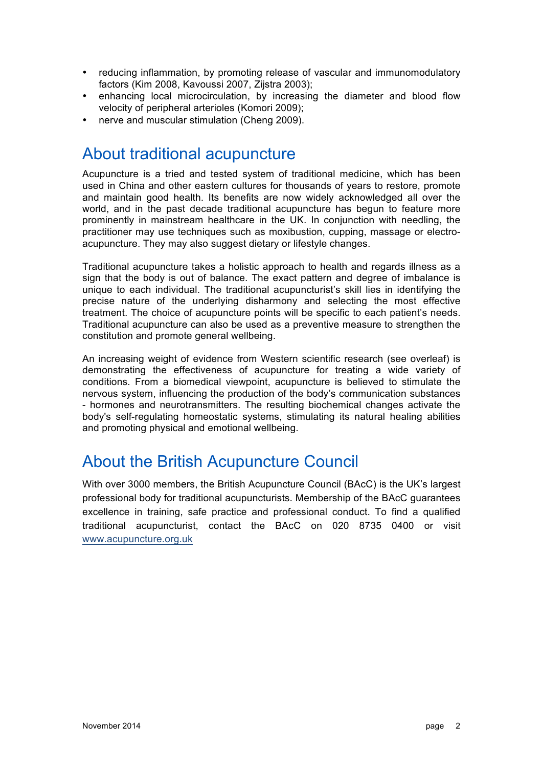- reducing inflammation, by promoting release of vascular and immunomodulatory factors (Kim 2008, Kavoussi 2007, Zijstra 2003);
- enhancing local microcirculation, by increasing the diameter and blood flow velocity of peripheral arterioles (Komori 2009);
- nerve and muscular stimulation (Cheng 2009).

## About traditional acupuncture

Acupuncture is a tried and tested system of traditional medicine, which has been used in China and other eastern cultures for thousands of years to restore, promote and maintain good health. Its benefits are now widely acknowledged all over the world, and in the past decade traditional acupuncture has begun to feature more prominently in mainstream healthcare in the UK. In conjunction with needling, the practitioner may use techniques such as moxibustion, cupping, massage or electro-acupuncture. They may also suggest dietary or lifestyle changes.

Traditional acupuncture takes a holistic approach to health and regards illness as a sign that the body is out of balance. The exact pattern and degree of imbalance is unique to each individual. The traditional acupuncturist's skill lies in identifying the precise nature of the underlying disharmony and selecting the most effective treatment. The choice of acupuncture points will be specific to each patient's needs. Traditional acupuncture can also be used as a preventive measure to strengthen the constitution and promote general wellbeing.

An increasing weight of evidence from Western scientific research (see overleaf) is demonstrating the effectiveness of acupuncture for treating a wide variety of conditions. From a biomedical viewpoint, acupuncture is believed to stimulate the nervous system, influencing the production of the body's communication substances - hormones and neurotransmitters. The resulting biochemical changes activate the body's self-regulating homeostatic systems, stimulating its natural healing abilities and promoting physical and emotional wellbeing.

## About the British Acupuncture Council

With over 3000 members, the British Acupuncture Council (BAcC) is the UK's largest professional body for traditional acupuncturists. Membership of the BAcC guarantees excellence in training, safe practice and professional conduct. To find a qualified traditional acupuncturist, contact the BAcC on 020 8735 0400 or visit www.acupuncture.org.uk

November 2014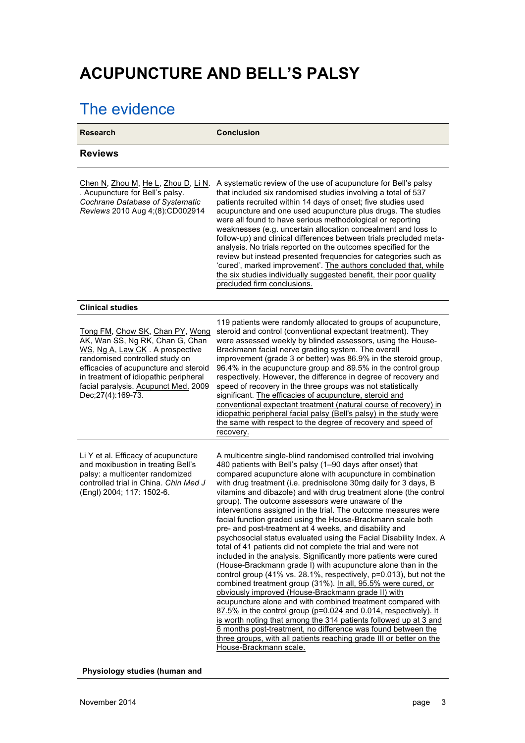# ACUPUNCTURE AND BELL'S PALSY

## The evidence

| Research | Conclusion |
|---|---|
| **Reviews** | |
| Chen N, Zhou M, He L, Zhou D, Li N. . Acupuncture for Bell's palsy. *Cochrane Database of Systematic Reviews* 2010 Aug 4;(8):CD002914 | A systematic review of the use of acupuncture for Bell's palsy that included six randomised studies involving a total of 537 patients recruited within 14 days of onset; five studies used acupuncture and one used acupuncture plus drugs. The studies were all found to have serious methodological or reporting weaknesses (e.g. uncertain allocation concealment and loss to follow-up) and clinical differences between trials precluded meta-analysis. No trials reported on the outcomes specified for the review but instead presented frequencies for categories such as 'cured', marked improvement'. The authors concluded that, while the six studies individually suggested benefit, their poor quality precluded firm conclusions. |
| **Clinical studies** | |
| Tong FM, Chow SK, Chan PY, Wong AK, Wan SS, Ng RK, Chan G, Chan WS, Ng A, Law CK . A prospective randomised controlled study on efficacies of acupuncture and steroid in treatment of idiopathic peripheral facial paralysis. Acupunct Med. 2009 Dec;27(4):169-73. | 119 patients were randomly allocated to groups of acupuncture, steroid and control (conventional expectant treatment). They were assessed weekly by blinded assessors, using the House-Brackmann facial nerve grading system. The overall improvement (grade 3 or better) was 86.9% in the steroid group, 96.4% in the acupuncture group and 89.5% in the control group respectively. However, the difference in degree of recovery and speed of recovery in the three groups was not statistically significant. The efficacies of acupuncture, steroid and conventional expectant treatment (natural course of recovery) in idiopathic peripheral facial palsy (Bell's palsy) in the study were the same with respect to the degree of recovery and speed of recovery. |
| Li Y et al. Efficacy of acupuncture and moxibustion in treating Bell's palsy: a multicenter randomized controlled trial in China. *Chin Med J* (Engl) 2004; 117: 1502-6. | A multicentre single-blind randomised controlled trial involving 480 patients with Bell's palsy (1–90 days after onset) that compared acupuncture alone with acupuncture in combination with drug treatment (i.e. prednisolone 30mg daily for 3 days, B vitamins and dibazole) and with drug treatment alone (the control group). The outcome assessors were unaware of the interventions assigned in the trial. The outcome measures were facial function graded using the House-Brackmann scale both pre- and post-treatment at 4 weeks, and disability and psychosocial status evaluated using the Facial Disability Index. A total of 41 patients did not complete the trial and were not included in the analysis. Significantly more patients were cured (House-Brackmann grade I) with acupuncture alone than in the control group (41% vs. 28.1%, respectively, $p=0.013$), but not the combined treatment group (31%). In all, 95.5% were cured, or obviously improved (House-Brackmann grade II) with acupuncture alone and with combined treatment compared with 87.5% in the control group ($p=0.024$ and $0.014$, respectively). It is worth noting that among the 314 patients followed up at 3 and 6 months post-treatment, no difference was found between the three groups, with all patients reaching grade III or better on the House-Brackmann scale. |
| **Physiology studies (human and** | |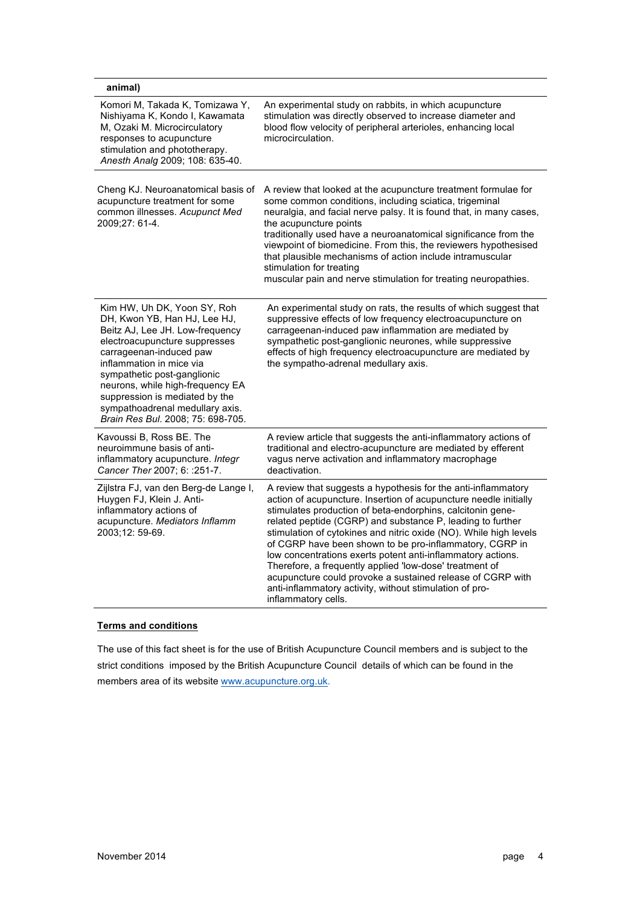| animal) | |
|---|---|
| Komori M, Takada K, Tomizawa Y, Nishiyama K, Kondo I, Kawamata M, Ozaki M. Microcirculatory responses to acupuncture stimulation and phototherapy. *Anesth Analg* 2009; 108: 635-40. | An experimental study on rabbits, in which acupuncture stimulation was directly observed to increase diameter and blood flow velocity of peripheral arterioles, enhancing local microcirculation. |
| Cheng KJ. Neuroanatomical basis of acupuncture treatment for some common illnesses. *Acupunct Med* 2009;27: 61-4. | A review that looked at the acupuncture treatment formulae for some common conditions, including sciatica, trigeminal neuralgia, and facial nerve palsy. It is found that, in many cases, the acupuncture points traditionally used have a neuroanatomical significance from the viewpoint of biomedicine. From this, the reviewers hypothesised that plausible mechanisms of action include intramuscular stimulation for treating muscular pain and nerve stimulation for treating neuropathies. |
| Kim HW, Uh DK, Yoon SY, Roh DH, Kwon YB, Han HJ, Lee HJ, Beitz AJ, Lee JH. Low-frequency electroacupuncture suppresses carrageenan-induced paw inflammation in mice via sympathetic post-ganglionic neurons, while high-frequency EA suppression is mediated by the sympathoadrenal medullary axis. *Brain Res Bul*. 2008; 75: 698-705. | An experimental study on rats, the results of which suggest that suppressive effects of low frequency electroacupuncture on carrageenan-induced paw inflammation are mediated by sympathetic post-ganglionic neurones, while suppressive effects of high frequency electroacupuncture are mediated by the sympatho-adrenal medullary axis. |
| Kavoussi B, Ross BE. The neuroimmune basis of anti-inflammatory acupuncture. *Integr Cancer Ther* 2007; 6: :251-7. | A review article that suggests the anti-inflammatory actions of traditional and electro-acupuncture are mediated by efferent vagus nerve activation and inflammatory macrophage deactivation. |
| Zijlstra FJ, van den Berg-de Lange I, Huygen FJ, Klein J. Anti-inflammatory actions of acupuncture. *Mediators Inflamm* 2003;12: 59-69. | A review that suggests a hypothesis for the anti-inflammatory action of acupuncture. Insertion of acupuncture needle initially stimulates production of beta-endorphins, calcitonin gene-related peptide (CGRP) and substance P, leading to further stimulation of cytokines and nitric oxide (NO). While high levels of CGRP have been shown to be pro-inflammatory, CGRP in low concentrations exerts potent anti-inflammatory actions. Therefore, a frequently applied 'low-dose' treatment of acupuncture could provoke a sustained release of CGRP with anti-inflammatory activity, without stimulation of pro-inflammatory cells. |

**Terms and conditions**

The use of this fact sheet is for the use of British Acupuncture Council members and is subject to the strict conditions imposed by the British Acupuncture Council details of which can be found in the members area of its website www.acupuncture.org.uk.

November 2014